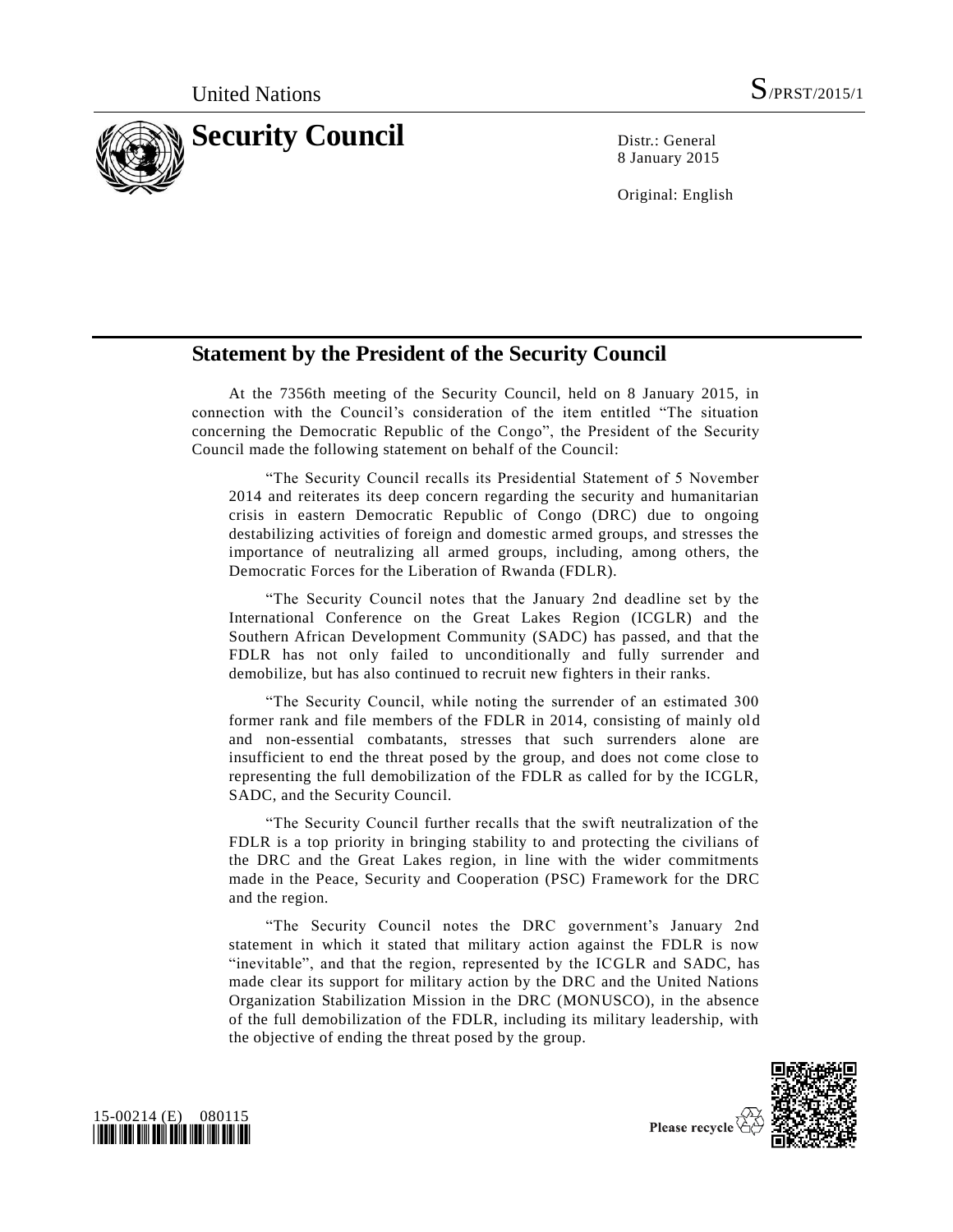United Nations S/PRST/2015/1

# Security Council

Distr.: General
8 January 2015

Original: English

## Statement by the President of the Security Council

At the 7356th meeting of the Security Council, held on 8 January 2015, in connection with the Council's consideration of the item entitled "The situation concerning the Democratic Republic of the Congo", the President of the Security Council made the following statement on behalf of the Council:

"The Security Council recalls its Presidential Statement of 5 November 2014 and reiterates its deep concern regarding the security and humanitarian crisis in eastern Democratic Republic of Congo (DRC) due to ongoing destabilizing activities of foreign and domestic armed groups, and stresses the importance of neutralizing all armed groups, including, among others, the Democratic Forces for the Liberation of Rwanda (FDLR).

"The Security Council notes that the January 2nd deadline set by the International Conference on the Great Lakes Region (ICGLR) and the Southern African Development Community (SADC) has passed, and that the FDLR has not only failed to unconditionally and fully surrender and demobilize, but has also continued to recruit new fighters in their ranks.

"The Security Council, while noting the surrender of an estimated 300 former rank and file members of the FDLR in 2014, consisting of mainly old and non-essential combatants, stresses that such surrenders alone are insufficient to end the threat posed by the group, and does not come close to representing the full demobilization of the FDLR as called for by the ICGLR, SADC, and the Security Council.

"The Security Council further recalls that the swift neutralization of the FDLR is a top priority in bringing stability to and protecting the civilians of the DRC and the Great Lakes region, in line with the wider commitments made in the Peace, Security and Cooperation (PSC) Framework for the DRC and the region.

"The Security Council notes the DRC government's January 2nd statement in which it stated that military action against the FDLR is now "inevitable", and that the region, represented by the ICGLR and SADC, has made clear its support for military action by the DRC and the United Nations Organization Stabilization Mission in the DRC (MONUSCO), in the absence of the full demobilization of the FDLR, including its military leadership, with the objective of ending the threat posed by the group.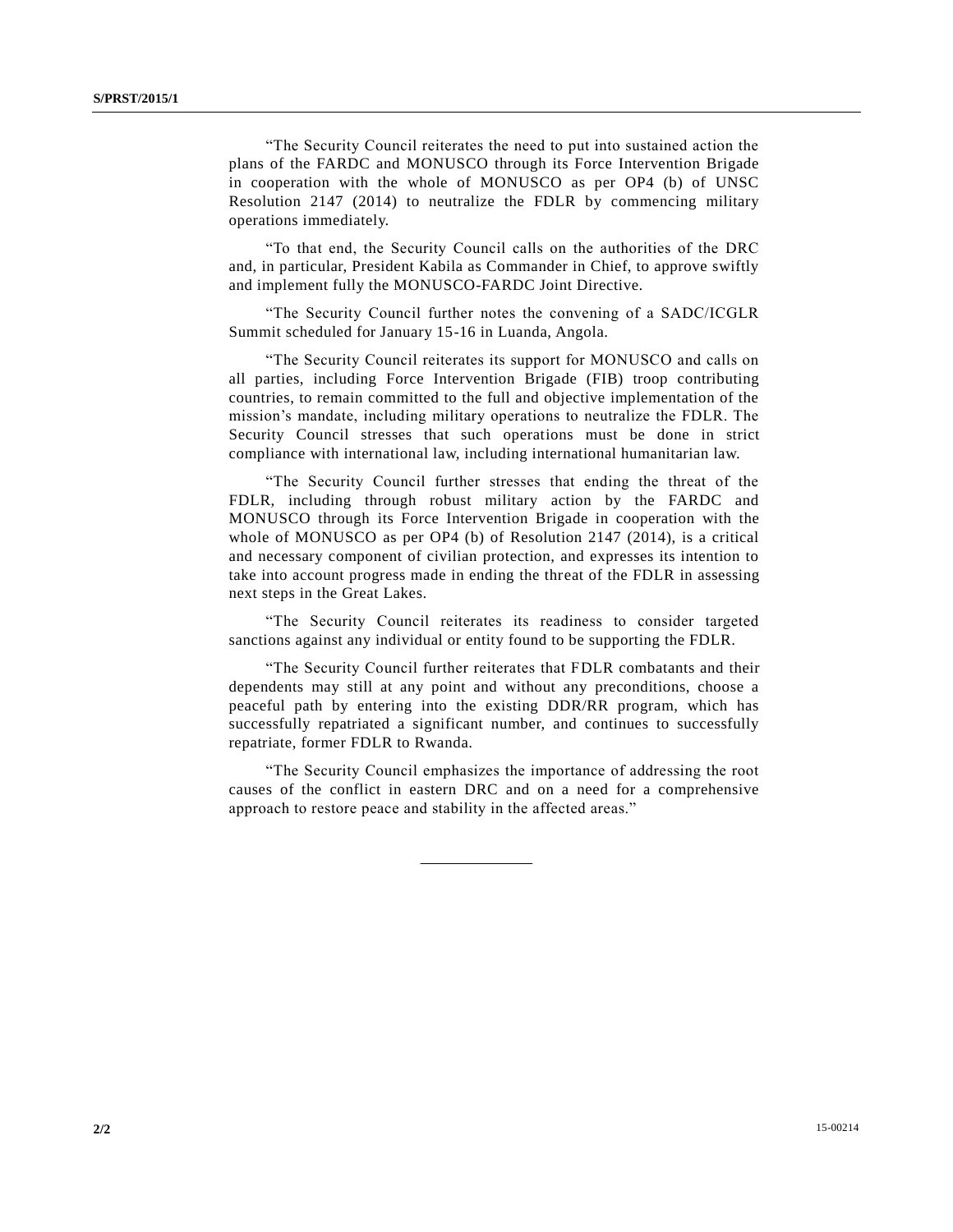"The Security Council reiterates the need to put into sustained action the plans of the FARDC and MONUSCO through its Force Intervention Brigade in cooperation with the whole of MONUSCO as per OP4 (b) of UNSC Resolution 2147 (2014) to neutralize the FDLR by commencing military operations immediately.

"To that end, the Security Council calls on the authorities of the DRC and, in particular, President Kabila as Commander in Chief, to approve swiftly and implement fully the MONUSCO-FARDC Joint Directive.

"The Security Council further notes the convening of a SADC/ICGLR Summit scheduled for January 15-16 in Luanda, Angola.

"The Security Council reiterates its support for MONUSCO and calls on all parties, including Force Intervention Brigade (FIB) troop contributing countries, to remain committed to the full and objective implementation of the mission's mandate, including military operations to neutralize the FDLR. The Security Council stresses that such operations must be done in strict compliance with international law, including international humanitarian law.

"The Security Council further stresses that ending the threat of the FDLR, including through robust military action by the FARDC and MONUSCO through its Force Intervention Brigade in cooperation with the whole of MONUSCO as per OP4 (b) of Resolution 2147 (2014), is a critical and necessary component of civilian protection, and expresses its intention to take into account progress made in ending the threat of the FDLR in assessing next steps in the Great Lakes.

"The Security Council reiterates its readiness to consider targeted sanctions against any individual or entity found to be supporting the FDLR.

"The Security Council further reiterates that FDLR combatants and their dependents may still at any point and without any preconditions, choose a peaceful path by entering into the existing DDR/RR program, which has successfully repatriated a significant number, and continues to successfully repatriate, former FDLR to Rwanda.

"The Security Council emphasizes the importance of addressing the root causes of the conflict in eastern DRC and on a need for a comprehensive approach to restore peace and stability in the affected areas."